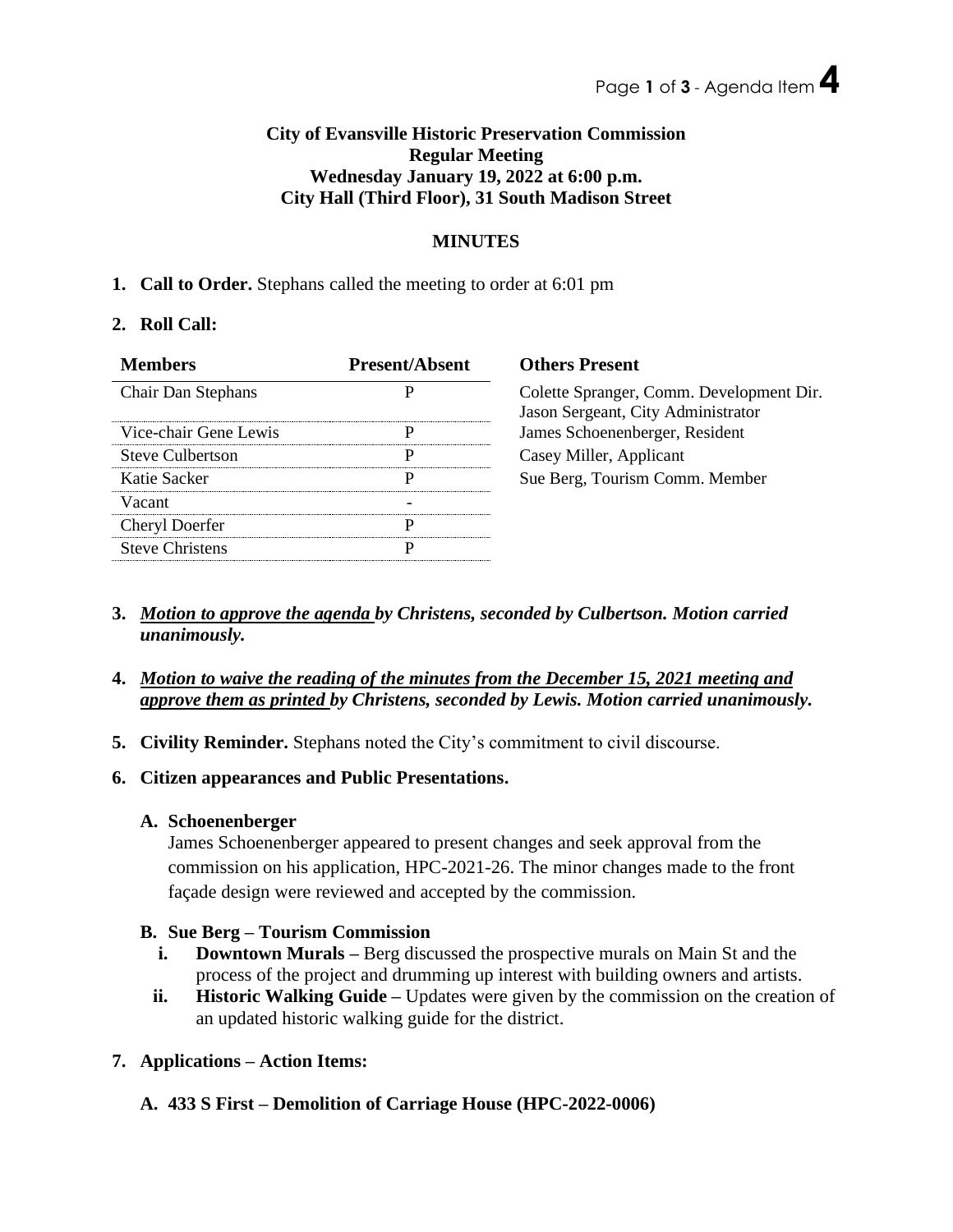**City of Evansville Historic Preservation Commission**
**Regular Meeting**
**Wednesday January 19, 2022 at 6:00 p.m.**
**City Hall (Third Floor), 31 South Madison Street**

**MINUTES**

1. **Call to Order.** Stephans called the meeting to order at 6:01 pm

2. **Roll Call:**

| Members | Present/Absent | Others Present |
|---|---|---|
| Chair Dan Stephans | P | Colette Spranger, Comm. Development Dir. Jason Sergeant, City Administrator |
| Vice-chair Gene Lewis | P | James Schoenenberger, Resident |
| Steve Culbertson | P | Casey Miller, Applicant |
| Katie Sacker | P | Sue Berg, Tourism Comm. Member |
| Vacant | - | |
| Cheryl Doerfer | P | |
| Steve Christens | P | |

3. ***Motion to approve the agenda by Christens, seconded by Culbertson. Motion carried unanimously.***

4. ***Motion to waive the reading of the minutes from the December 15, 2021 meeting and approve them as printed by Christens, seconded by Lewis. Motion carried unanimously.***

5. **Civility Reminder.** Stephans noted the City's commitment to civil discourse.

6. **Citizen appearances and Public Presentations.**

   **A. Schoenenberger**
   James Schoenenberger appeared to present changes and seek approval from the commission on his application, HPC-2021-26. The minor changes made to the front façade design were reviewed and accepted by the commission.

   **B. Sue Berg – Tourism Commission**
   - **i. Downtown Murals –** Berg discussed the prospective murals on Main St and the process of the project and drumming up interest with building owners and artists.
   - **ii. Historic Walking Guide –** Updates were given by the commission on the creation of an updated historic walking guide for the district.

7. **Applications – Action Items:**

   **A. 433 S First – Demolition of Carriage House (HPC-2022-0006)**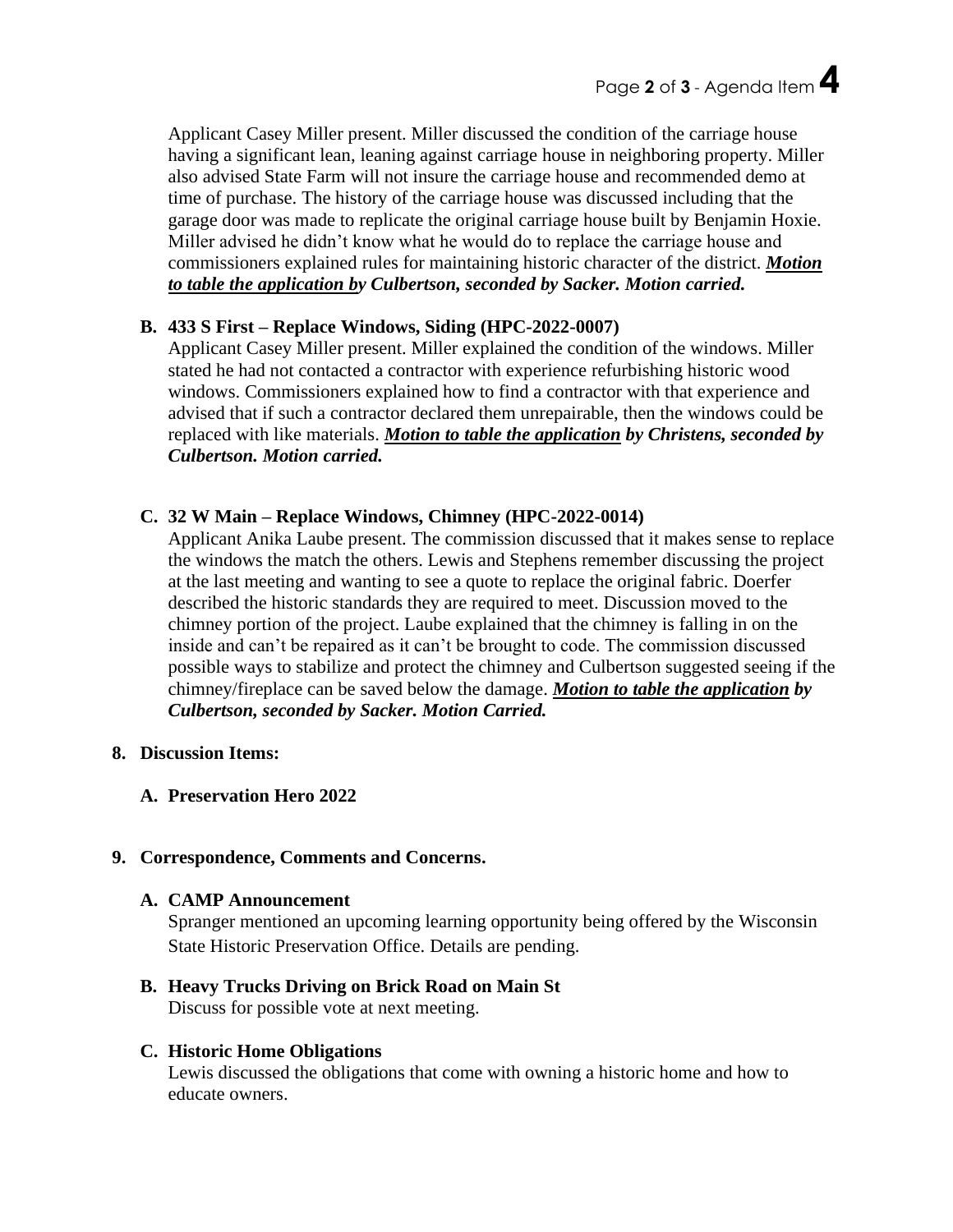Applicant Casey Miller present. Miller discussed the condition of the carriage house having a significant lean, leaning against carriage house in neighboring property. Miller also advised State Farm will not insure the carriage house and recommended demo at time of purchase. The history of the carriage house was discussed including that the garage door was made to replicate the original carriage house built by Benjamin Hoxie. Miller advised he didn't know what he would do to replace the carriage house and commissioners explained rules for maintaining historic character of the district. ***Motion to table the application by** Culbertson, seconded by Sacker. Motion carried.*

**B. 433 S First – Replace Windows, Siding (HPC-2022-0007)**

Applicant Casey Miller present. Miller explained the condition of the windows. Miller stated he had not contacted a contractor with experience refurbishing historic wood windows. Commissioners explained how to find a contractor with that experience and advised that if such a contractor declared them unrepairable, then the windows could be replaced with like materials. ***Motion to table the application** by Christens, seconded by Culbertson. Motion carried.*

**C. 32 W Main – Replace Windows, Chimney (HPC-2022-0014)**

Applicant Anika Laube present. The commission discussed that it makes sense to replace the windows the match the others. Lewis and Stephens remember discussing the project at the last meeting and wanting to see a quote to replace the original fabric. Doerfer described the historic standards they are required to meet. Discussion moved to the chimney portion of the project. Laube explained that the chimney is falling in on the inside and can't be repaired as it can't be brought to code. The commission discussed possible ways to stabilize and protect the chimney and Culbertson suggested seeing if the chimney/fireplace can be saved below the damage. ***Motion to table the application** by Culbertson, seconded by Sacker. Motion Carried.*

**8. Discussion Items:**

**A. Preservation Hero 2022**

**9. Correspondence, Comments and Concerns.**

**A. CAMP Announcement**

Spranger mentioned an upcoming learning opportunity being offered by the Wisconsin State Historic Preservation Office. Details are pending.

**B. Heavy Trucks Driving on Brick Road on Main St**

Discuss for possible vote at next meeting.

**C. Historic Home Obligations**

Lewis discussed the obligations that come with owning a historic home and how to educate owners.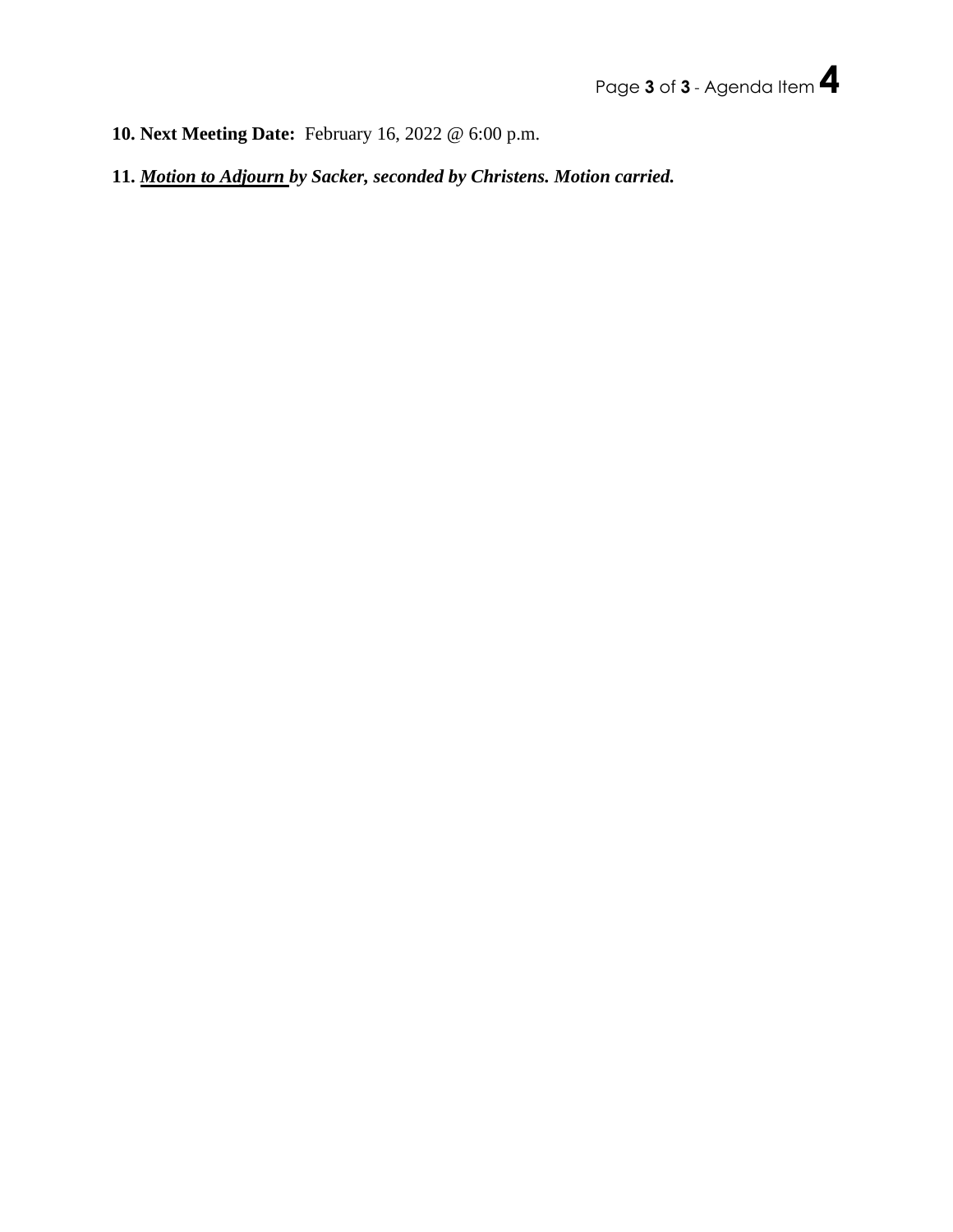**10. Next Meeting Date:** February 16, 2022 @ 6:00 p.m.

**11.** ***Motion to Adjourn*** ***by Sacker, seconded by Christens. Motion carried.***